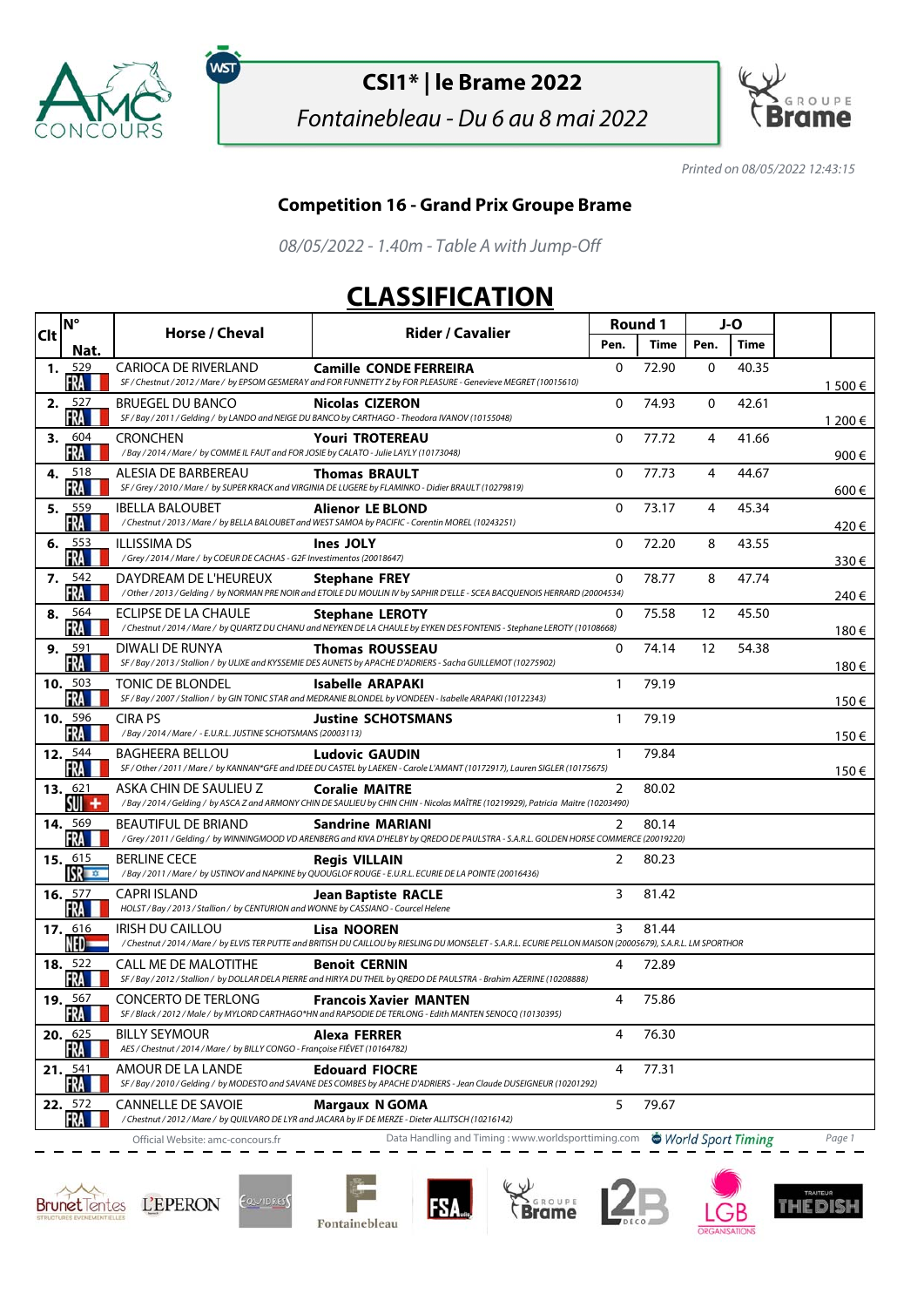# CSI1* | le Brame 2022

*Fontainebleau - Du 6 au 8 mai 2022*

*Printed on 08/05/2022 12:43:15*

## Competition 16 - Grand Prix Groupe Brame

*08/05/2022 - 1.40m - Table A with Jump-Off*

## CLASSIFICATION

| Clt | N° Nat. | Horse / Cheval | Rider / Cavalier | Round 1 Pen. | Round 1 Time | J-O Pen. | J-O Time | |
|---|---|---|---|---|---|---|---|---|
| 1. | 529 FRA | CARIOCA DE RIVERLAND<br>SF / Chestnut / 2012 / Mare / by EPSOM GESMERAY and FOR FUNNETTY Z by FOR PLEASURE - Genevieve MEGRET (10015610) | **Camille CONDE FERREIRA** | 0 | 72.90 | 0 | 40.35 | 1 500 € |
| 2. | 527 FRA | BRUEGEL DU BANCO<br>SF / Bay / 2011 / Gelding / by LANDO and NEIGE DU BANCO by CARTHAGO - Theodora IVANOV (10155048) | **Nicolas CIZERON** | 0 | 74.93 | 0 | 42.61 | 1 200 € |
| 3. | 604 FRA | CRONCHEN<br>/ Bay / 2014 / Mare / by COMME IL FAUT and FOR JOSIE by CALATO - Julie LAYLY (10173048) | **Youri TROTEREAU** | 0 | 77.72 | 4 | 41.66 | 900 € |
| 4. | 518 FRA | ALESIA DE BARBEREAU<br>SF / Grey / 2010 / Mare / by SUPER KRACK and VIRGINIA DE LUGERE by FLAMINKO - Didier BRAULT (10279819) | **Thomas BRAULT** | 0 | 77.73 | 4 | 44.67 | 600 € |
| 5. | 559 FRA | IBELLA BALOUBET<br>/ Chestnut / 2013 / Mare / by BELLA BALOUBET and WEST SAMOA by PACIFIC - Corentin MOREL (10243251) | **Alienor LE BLOND** | 0 | 73.17 | 4 | 45.34 | 420 € |
| 6. | 553 FRA | ILLISSIMA DS<br>/ Grey / 2014 / Mare / by COEUR DE CACHAS - G2F Investimentos (20018647) | **Ines JOLY** | 0 | 72.20 | 8 | 43.55 | 330 € |
| 7. | 542 FRA | DAYDREAM DE L'HEUREUX<br>/ Other / 2013 / Gelding / by NORMAN PRE NOIR and ETOILE DU MOULIN IV by SAPHIR D'ELLE - SCEA BACQUENOIS HERRARD (20004534) | **Stephane FREY** | 0 | 78.77 | 8 | 47.74 | 240 € |
| 8. | 564 FRA | ECLIPSE DE LA CHAULE<br>/ Chestnut / 2014 / Mare / by QUARTZ DU CHANU and NEYKEN DE LA CHAULE by EYKEN DES FONTENIS - Stephane LEROTY (10108668) | **Stephane LEROTY** | 0 | 75.58 | 12 | 45.50 | 180 € |
| 9. | 591 FRA | DIWALI DE RUNYA<br>SF / Bay / 2013 / Stallion / by ULIXE and KYSSEMIE DES AUNETS by APACHE D'ADRIERS - Sacha GUILLEMOT (10275902) | **Thomas ROUSSEAU** | 0 | 74.14 | 12 | 54.38 | 180 € |
| 10. | 503 FRA | TONIC DE BLONDEL<br>SF / Bay / 2007 / Stallion / by GIN TONIC STAR and MEDRANIE BLONDEL by VONDEEN - Isabelle ARAPAKI (10122343) | **Isabelle ARAPAKI** | 1 | 79.19 | | | 150 € |
| 10. | 596 FRA | CIRA PS<br>/ Bay / 2014 / Mare / - E.U.R.L. JUSTINE SCHOTSMANS (20003113) | **Justine SCHOTSMANS** | 1 | 79.19 | | | 150 € |
| 12. | 544 FRA | BAGHEERA BELLOU<br>SF / Other / 2011 / Mare / by KANNAN*GFE and IDEE DU CASTEL by LAEKEN - Carole L'AMANT (10172917), Lauren SIGLER (10175675) | **Ludovic GAUDIN** | 1 | 79.84 | | | 150 € |
| 13. | 621 SUI | ASKA CHIN DE SAULIEU Z<br>/ Bay / 2014 / Gelding / by ASCA Z and ARMONY CHIN DE SAULIEU by CHIN CHIN - Nicolas MAÎTRE (10219929), Patricia Maitre (10203490) | **Coralie MAITRE** | 2 | 80.02 | | | |
| 14. | 569 FRA | BEAUTIFUL DE BRIAND<br>/ Grey / 2011 / Gelding / by WINNINGMOOD VD ARENBERG and KIVA D'HELBY by QREDO DE PAULSTRA - S.A.R.L. GOLDEN HORSE COMMERCE (20019220) | **Sandrine MARIANI** | 2 | 80.14 | | | |
| 15. | 615 ISR | BERLINE CECE<br>/ Bay / 2011 / Mare / by USTINOV and NAPKINE by QUOUGLOF ROUGE - E.U.R.L. ECURIE DE LA POINTE (20016436) | **Regis VILLAIN** | 2 | 80.23 | | | |
| 16. | 577 FRA | CAPRI ISLAND<br>HOLST / Bay / 2013 / Stallion / by CENTURION and WONNE by CASSIANO - Courcel Helene | **Jean Baptiste RACLE** | 3 | 81.42 | | | |
| 17. | 616 NED | IRISH DU CAILLOU<br>/ Chestnut / 2014 / Mare / by ELVIS TER PUTTE and BRITISH DU CAILLOU by RIESLING DU MONSELET - S.A.R.L. ECURIE PELLON MAISON (20005679), S.A.R.L. LM SPORTHOR | **Lisa NOOREN** | 3 | 81.44 | | | |
| 18. | 522 FRA | CALL ME DE MALOTIHE<br>SF / Bay / 2012 / Stallion / by DOLLAR DELA PIERRE and HIRYA DU THEIL by QREDO DE PAULSTRA - Brahim AZERINE (10208888) | **Benoit CERNIN** | 4 | 72.89 | | | |
| 19. | 567 FRA | CONCERTO DE TERLONG<br>SF / Black / 2012 / Male / by MYLORD CARTHAGO*HN and RAPSODIE DE TERLONG - Edith MANTEN SENOCQ (10130395) | **Francois Xavier MANTEN** | 4 | 75.86 | | | |
| 20. | 625 FRA | BILLY SEYMOUR<br>AES / Chestnut / 2014 / Mare / by BILLY CONGO - Françoise FIÈVET (10164782) | **Alexa FERRER** | 4 | 76.30 | | | |
| 21. | 541 FRA | AMOUR DE LA LANDE<br>SF / Bay / 2010 / Gelding / by MODESTO and SAVANE DES COMBES by APACHE D'ADRIERS - Jean Claude DUSEIGNEUR (10201292) | **Edouard FIOCRE** | 4 | 77.31 | | | |
| 22. | 572 FRA | CANNELLE DE SAVOIE<br>/ Chestnut / 2012 / Mare / by QUILVARO DE LYR and JACARA by IF DE MERZE - Dieter ALLITSCH (10216142) | **Margaux N GOMA** | 5 | 79.67 | | | |

Official Website: amc-concours.fr    Data Handling and Timing : www.worldsporttiming.com    World Sport Timing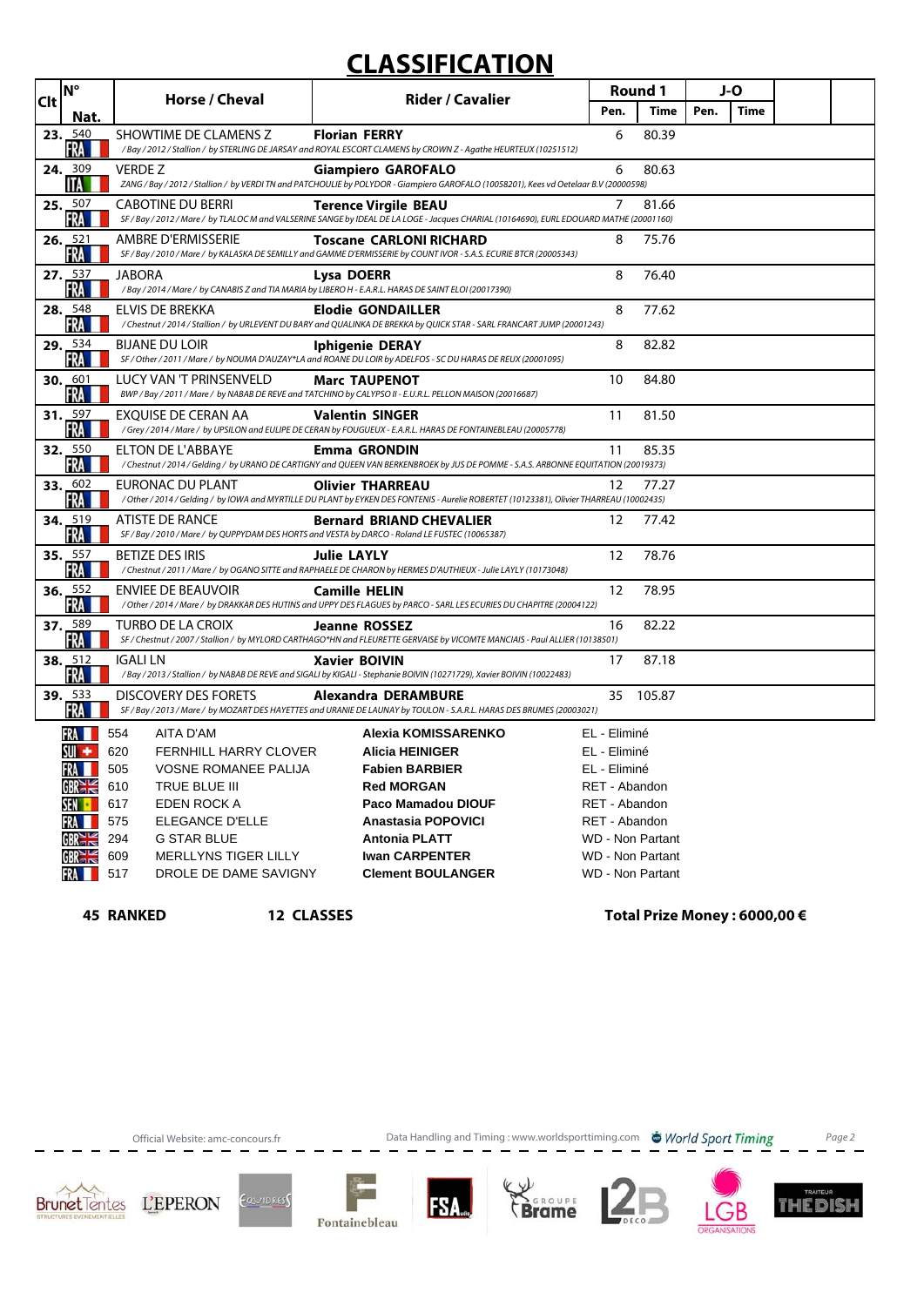# CLASSIFICATION

| Clt | N° Nat. | Horse / Cheval | Rider / Cavalier | Round 1 Pen. | Round 1 Time | J-O Pen. | J-O Time | | |
|---|---|---|---|---|---|---|---|---|---|
| 23. | 540 FRA | SHOWTIME DE CLAMENS Z<br>/ Bay / 2012 / Stallion / by STERLING DE JARSAY and ROYAL ESCORT CLAMENS by CROWN Z - Agathe HEURTEUX (10251512) | **Florian FERRY** | 6 | 80.39 | | | | |
| 24. | 309 ITA | VERDE Z<br>ZANG / Bay / 2012 / Stallion / by VERDI TN and PATCHOULIE by POLYDOR - Giampiero GAROFALO (10058201), Kees vd Oetelaar B.V (20000598) | **Giampiero GAROFALO** | 6 | 80.63 | | | | |
| 25. | 507 FRA | CABOTINE DU BERRI<br>SF / Bay / 2012 / Mare / by TLALOC M and VALSERINE SANGE by IDEAL DE LA LOGE - Jacques CHARIAL (10164690), EURL EDOUARD MATHE (20001160) | **Terence Virgile BEAU** | 7 | 81.66 | | | | |
| 26. | 521 FRA | AMBRE D'ERMISSERIE<br>SF / Bay / 2010 / Mare / by KALASKA DE SEMILLY and GAMME D'ERMISSERIE by COUNT IVOR - S.A.S. ECURIE BTCR (20005343) | **Toscane CARLONI RICHARD** | 8 | 75.76 | | | | |
| 27. | 537 FRA | JABORA<br>/ Bay / 2014 / Mare / by CANABIS Z and TIA MARIA by LIBERO H - E.A.R.L. HARAS DE SAINT ELOI (20017390) | **Lysa DOERR** | 8 | 76.40 | | | | |
| 28. | 548 FRA | ELVIS DE BREKKA<br>/ Chestnut / 2014 / Stallion / by URLEVENT DU BARY and QUALINKA DE BREKKA by QUICK STAR - SARL FRANCART JUMP (20001243) | **Elodie GONDAILLER** | 8 | 77.62 | | | | |
| 29. | 534 FRA | BIJANE DU LOIR<br>SF / Other / 2011 / Mare / by NOUMA D'AUZAY*LA and ROANE DU LOIR by ADELFOS - SC DU HARAS DE REUX (20001095) | **Iphigenie DERAY** | 8 | 82.82 | | | | |
| 30. | 601 FRA | LUCY VAN 'T PRINSENVELD<br>BWP / Bay / 2011 / Mare / by NABAB DE REVE and TATCHINO by CALYPSO II - E.U.R.L. PELLON MAISON (20016687) | **Marc TAUPENOT** | 10 | 84.80 | | | | |
| 31. | 597 FRA | EXQUISE DE CERAN AA<br>/ Grey / 2014 / Mare / by UPSILON and EULIPE DE CERAN by FOUGUEUX - E.A.R.L. HARAS DE FONTAINEBLEAU (20005778) | **Valentin SINGER** | 11 | 81.50 | | | | |
| 32. | 550 FRA | ELTON DE L'ABBAYE<br>/ Chestnut / 2014 / Gelding / by URANO DE CARTIGNY and QUEEN VAN BERKENBROEK by JUS DE POMME - S.A.S. ARBONNE EQUITATION (20019373) | **Emma GRONDIN** | 11 | 85.35 | | | | |
| 33. | 602 FRA | EURONAC DU PLANT<br>/ Other / 2014 / Gelding / by IOWA and MYRTILLE DU PLANT by EYKEN DES FONTENIS - Aurelie ROBERTET (10123381), Olivier THARREAU (10002435) | **Olivier THARREAU** | 12 | 77.27 | | | | |
| 34. | 519 FRA | ATISTE DE RANCE<br>SF / Bay / 2010 / Mare / by QUPPYDAM DES HORTS and VESTA by DARCO - Roland LE FUSTEC (10065387) | **Bernard BRIAND CHEVALIER** | 12 | 77.42 | | | | |
| 35. | 557 FRA | BETIZE DES IRIS<br>/ Chestnut / 2011 / Mare / by OGANO SITTE and RAPHAELE DE CHARON by HERMES D'AUTHIEUX - Julie LAYLY (10173048) | **Julie LAYLY** | 12 | 78.76 | | | | |
| 36. | 552 FRA | ENVIEE DE BEAUVOIR<br>/ Other / 2014 / Mare / by DRAKKAR DES HUTINS and UPPY DES FLAGUES by PARCO - SARL LES ECURIES DU CHAPITRE (20004122) | **Camille HELIN** | 12 | 78.95 | | | | |
| 37. | 589 FRA | TURBO DE LA CROIX<br>SF / Chestnut / 2007 / Stallion / by MYLORD CARTHAGO*HN and FLEURETTE GERVAISE by VICOMTE MANCIAIS - Paul ALLIER (10138501) | **Jeanne ROSSEZ** | 16 | 82.22 | | | | |
| 38. | 512 FRA | IGALI LN<br>/ Bay / 2013 / Stallion / by NABAB DE REVE and SIGALI by KIGALI - Stephanie BOIVIN (10271729), Xavier BOIVIN (10022483) | **Xavier BOIVIN** | 17 | 87.18 | | | | |
| 39. | 533 FRA | DISCOVERY DES FORETS<br>SF / Bay / 2013 / Mare / by MOZART DES HAYETTES and URANIE DE LAUNAY by TOULON - S.A.R.L. HARAS DES BRUMES (20003021) | **Alexandra DERAMBURE** | 35 | 105.87 | | | | |

| | | | | |
|---|---|---|---|---|
| FRA | 554 | AITA D'AM | **Alexia KOMISSARENKO** | EL - Eliminé |
| SUI | 620 | FERNHILL HARRY CLOVER | **Alicia HEINIGER** | EL - Eliminé |
| FRA | 505 | VOSNE ROMANEE PALIJA | **Fabien BARBIER** | EL - Eliminé |
| GBR | 610 | TRUE BLUE III | **Red MORGAN** | RET - Abandon |
| SEN | 617 | EDEN ROCK A | **Paco Mamadou DIOUF** | RET - Abandon |
| FRA | 575 | ELEGANCE D'ELLE | **Anastasia POPOVICI** | RET - Abandon |
| GBR | 294 | G STAR BLUE | **Antonia PLATT** | WD - Non Partant |
| GBR | 609 | MERLLYNS TIGER LILLY | **Iwan CARPENTER** | WD - Non Partant |
| FRA | 517 | DROLE DE DAME SAVIGNY | **Clement BOULANGER** | WD - Non Partant |

**45 RANKED** **12 CLASSES** **Total Prize Money : 6000,00 €**

Official Website: amc-concours.fr Data Handling and Timing : www.worldsporttiming.com World Sport Timing